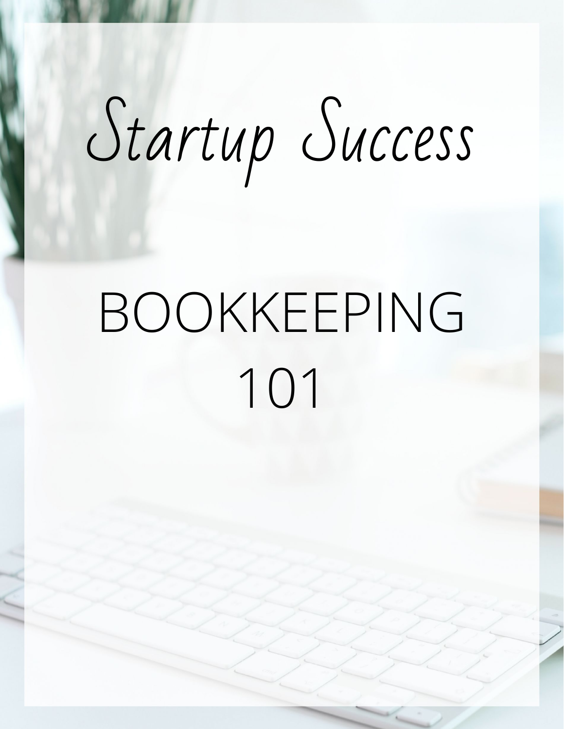# Startup Success

## BOOKKEEPING 101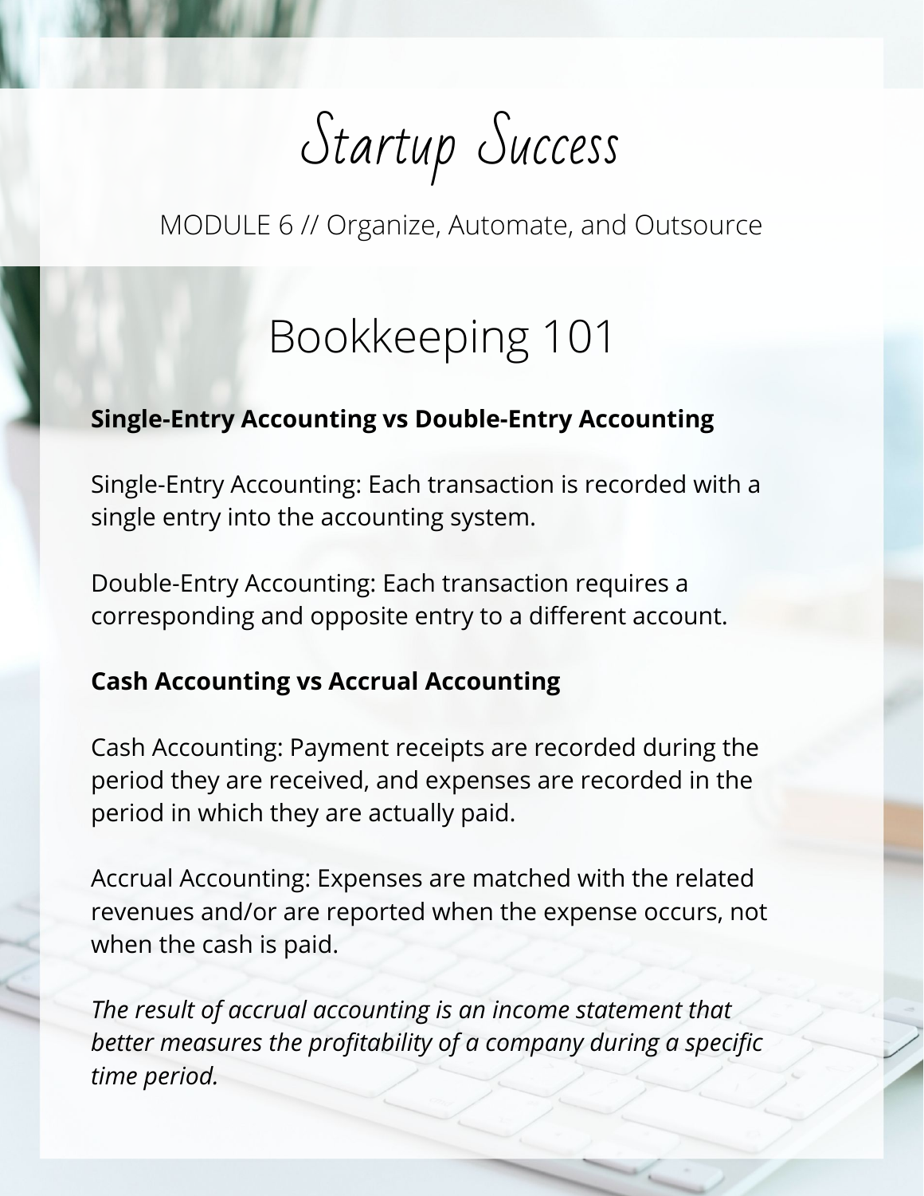# Startup Success

MODULE 6 // Organize, Automate, and Outsource

## Bookkeeping 101

**Single-Entry Accounting vs Double-Entry Accounting**

Single-Entry Accounting: Each transaction is recorded with a single entry into the accounting system.

Double-Entry Accounting: Each transaction requires a corresponding and opposite entry to a different account.

**Cash Accounting vs Accrual Accounting**

Cash Accounting: Payment receipts are recorded during the period they are received, and expenses are recorded in the period in which they are actually paid.

Accrual Accounting: Expenses are matched with the related revenues and/or are reported when the expense occurs, not when the cash is paid.

*The result of accrual accounting is an income statement that better measures the profitability of a company during a specific time period.*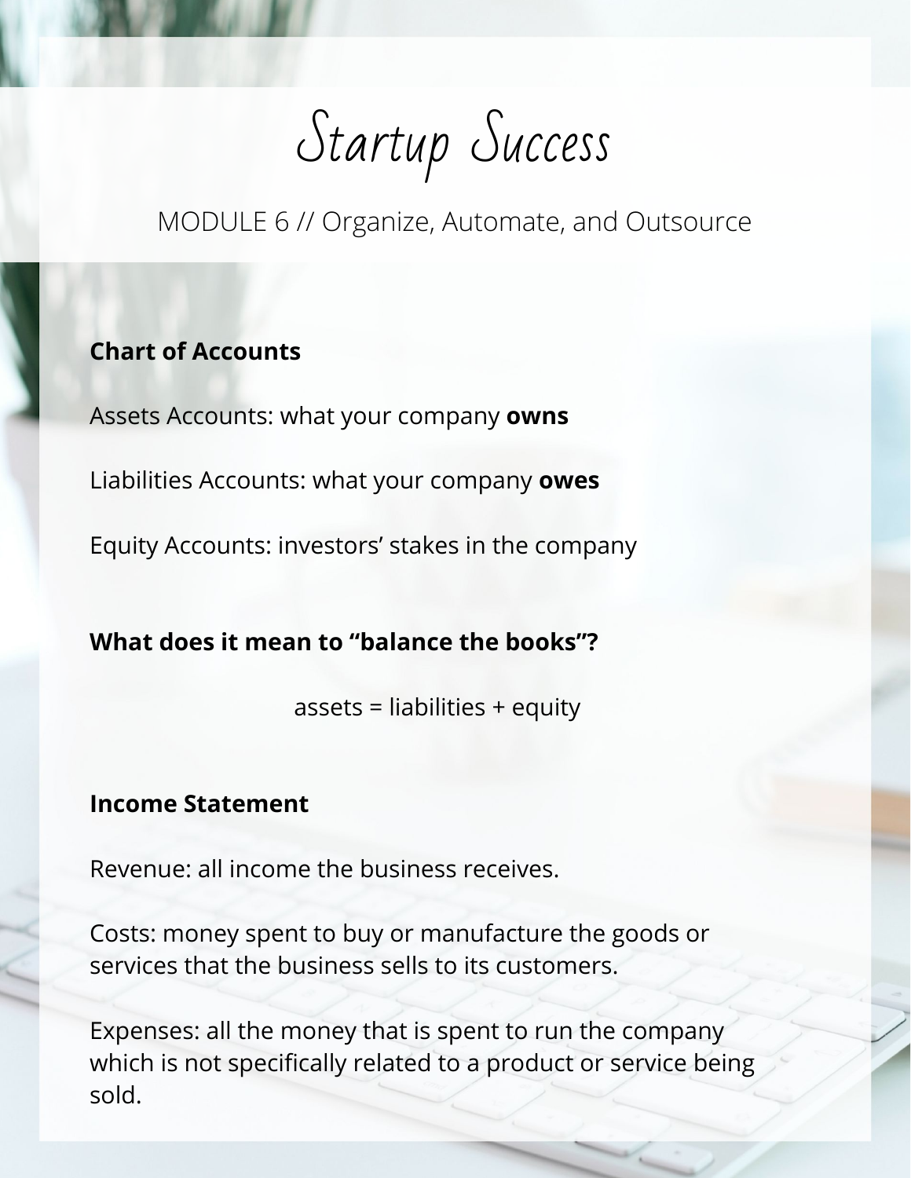# Startup Success

MODULE 6 // Organize, Automate, and Outsource

**Chart of Accounts**

Assets Accounts: what your company **owns**

Liabilities Accounts: what your company **owes**

Equity Accounts: investors' stakes in the company

**What does it mean to "balance the books"?**

$$\text{assets} = \text{liabilities} + \text{equity}$$

**Income Statement**

Revenue: all income the business receives.

Costs: money spent to buy or manufacture the goods or services that the business sells to its customers.

Expenses: all the money that is spent to run the company which is not specifically related to a product or service being sold.